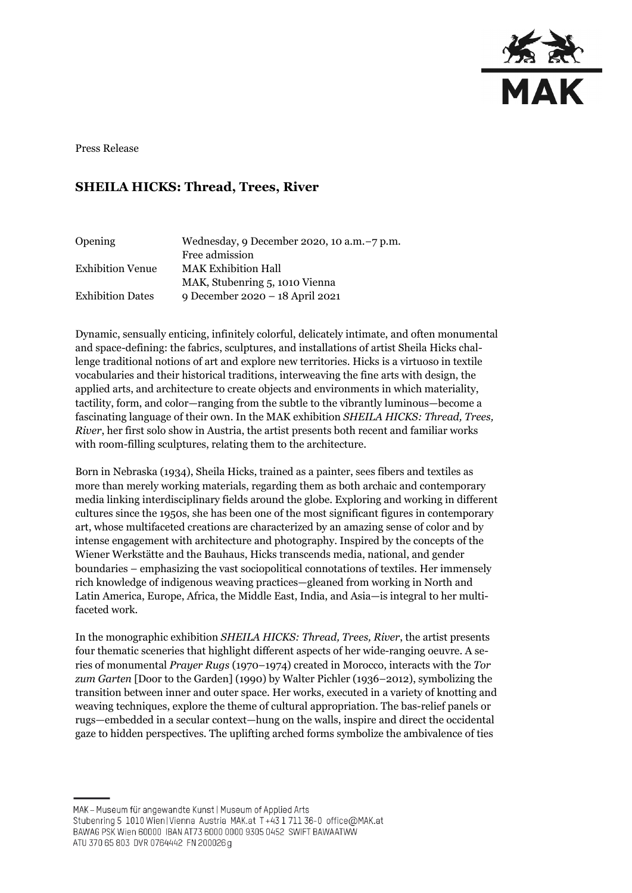Press Release

# SHEILA HICKS: Thread, Trees, River

| | |
|---|---|
| Opening | Wednesday, 9 December 2020, 10 a.m.–7 p.m. |
| | Free admission |
| Exhibition Venue | MAK Exhibition Hall |
| | MAK, Stubenring 5, 1010 Vienna |
| Exhibition Dates | 9 December 2020 – 18 April 2021 |

Dynamic, sensually enticing, infinitely colorful, delicately intimate, and often monumental and space-defining: the fabrics, sculptures, and installations of artist Sheila Hicks challenge traditional notions of art and explore new territories. Hicks is a virtuoso in textile vocabularies and their historical traditions, interweaving the fine arts with design, the applied arts, and architecture to create objects and environments in which materiality, tactility, form, and color—ranging from the subtle to the vibrantly luminous—become a fascinating language of their own. In the MAK exhibition *SHEILA HICKS: Thread, Trees, River*, her first solo show in Austria, the artist presents both recent and familiar works with room-filling sculptures, relating them to the architecture.

Born in Nebraska (1934), Sheila Hicks, trained as a painter, sees fibers and textiles as more than merely working materials, regarding them as both archaic and contemporary media linking interdisciplinary fields around the globe. Exploring and working in different cultures since the 1950s, she has been one of the most significant figures in contemporary art, whose multifaceted creations are characterized by an amazing sense of color and by intense engagement with architecture and photography. Inspired by the concepts of the Wiener Werkstätte and the Bauhaus, Hicks transcends media, national, and gender boundaries – emphasizing the vast sociopolitical connotations of textiles. Her immensely rich knowledge of indigenous weaving practices—gleaned from working in North and Latin America, Europe, Africa, the Middle East, India, and Asia—is integral to her multifaceted work.

In the monographic exhibition *SHEILA HICKS: Thread, Trees, River*, the artist presents four thematic sceneries that highlight different aspects of her wide-ranging oeuvre. A series of monumental *Prayer Rugs* (1970–1974) created in Morocco, interacts with the *Tor zum Garten* [Door to the Garden] (1990) by Walter Pichler (1936–2012), symbolizing the transition between inner and outer space. Her works, executed in a variety of knotting and weaving techniques, explore the theme of cultural appropriation. The bas-relief panels or rugs—embedded in a secular context—hung on the walls, inspire and direct the occidental gaze to hidden perspectives. The uplifting arched forms symbolize the ambivalence of ties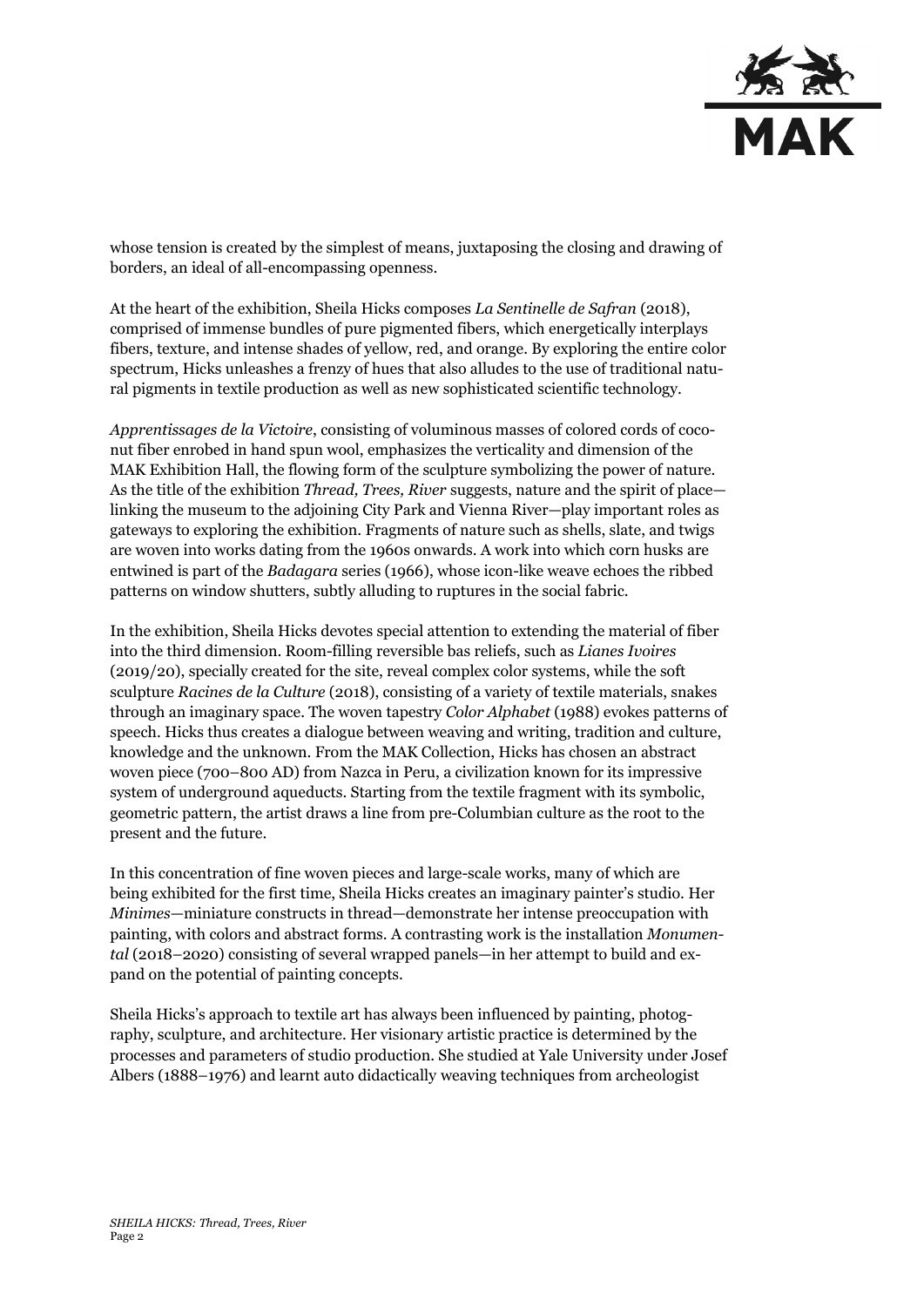whose tension is created by the simplest of means, juxtaposing the closing and drawing of borders, an ideal of all-encompassing openness.

At the heart of the exhibition, Sheila Hicks composes *La Sentinelle de Safran* (2018), comprised of immense bundles of pure pigmented fibers, which energetically interplays fibers, texture, and intense shades of yellow, red, and orange. By exploring the entire color spectrum, Hicks unleashes a frenzy of hues that also alludes to the use of traditional natural pigments in textile production as well as new sophisticated scientific technology.

*Apprentissages de la Victoire*, consisting of voluminous masses of colored cords of coconut fiber enrobed in hand spun wool, emphasizes the verticality and dimension of the MAK Exhibition Hall, the flowing form of the sculpture symbolizing the power of nature. As the title of the exhibition *Thread, Trees, River* suggests, nature and the spirit of place—linking the museum to the adjoining City Park and Vienna River—play important roles as gateways to exploring the exhibition. Fragments of nature such as shells, slate, and twigs are woven into works dating from the 1960s onwards. A work into which corn husks are entwined is part of the *Badagara* series (1966), whose icon-like weave echoes the ribbed patterns on window shutters, subtly alluding to ruptures in the social fabric.

In the exhibition, Sheila Hicks devotes special attention to extending the material of fiber into the third dimension. Room-filling reversible bas reliefs, such as *Lianes Ivoires* (2019/20), specially created for the site, reveal complex color systems, while the soft sculpture *Racines de la Culture* (2018), consisting of a variety of textile materials, snakes through an imaginary space. The woven tapestry *Color Alphabet* (1988) evokes patterns of speech. Hicks thus creates a dialogue between weaving and writing, tradition and culture, knowledge and the unknown. From the MAK Collection, Hicks has chosen an abstract woven piece (700–800 AD) from Nazca in Peru, a civilization known for its impressive system of underground aqueducts. Starting from the textile fragment with its symbolic, geometric pattern, the artist draws a line from pre-Columbian culture as the root to the present and the future.

In this concentration of fine woven pieces and large-scale works, many of which are being exhibited for the first time, Sheila Hicks creates an imaginary painter's studio. Her *Minimes*—miniature constructs in thread—demonstrate her intense preoccupation with painting, with colors and abstract forms. A contrasting work is the installation *Monumental* (2018–2020) consisting of several wrapped panels—in her attempt to build and expand on the potential of painting concepts.

Sheila Hicks's approach to textile art has always been influenced by painting, photography, sculpture, and architecture. Her visionary artistic practice is determined by the processes and parameters of studio production. She studied at Yale University under Josef Albers (1888–1976) and learnt auto didactically weaving techniques from archeologist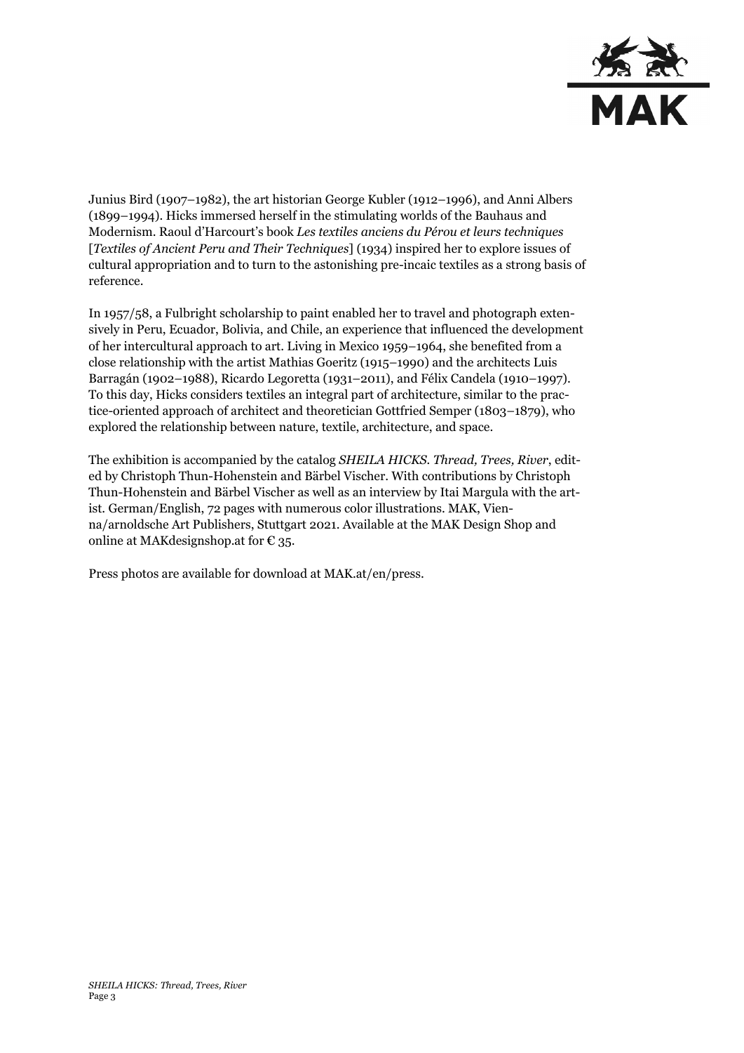Junius Bird (1907–1982), the art historian George Kubler (1912–1996), and Anni Albers (1899–1994). Hicks immersed herself in the stimulating worlds of the Bauhaus and Modernism. Raoul d'Harcourt's book *Les textiles anciens du Pérou et leurs techniques* [*Textiles of Ancient Peru and Their Techniques*] (1934) inspired her to explore issues of cultural appropriation and to turn to the astonishing pre-incaic textiles as a strong basis of reference.

In 1957/58, a Fulbright scholarship to paint enabled her to travel and photograph extensively in Peru, Ecuador, Bolivia, and Chile, an experience that influenced the development of her intercultural approach to art. Living in Mexico 1959–1964, she benefited from a close relationship with the artist Mathias Goeritz (1915–1990) and the architects Luis Barragán (1902–1988), Ricardo Legoretta (1931–2011), and Félix Candela (1910–1997). To this day, Hicks considers textiles an integral part of architecture, similar to the practice-oriented approach of architect and theoretician Gottfried Semper (1803–1879), who explored the relationship between nature, textile, architecture, and space.

The exhibition is accompanied by the catalog *SHEILA HICKS. Thread, Trees, River*, edited by Christoph Thun-Hohenstein and Bärbel Vischer. With contributions by Christoph Thun-Hohenstein and Bärbel Vischer as well as an interview by Itai Margula with the artist. German/English, 72 pages with numerous color illustrations. MAK, Vienna/arnoldsche Art Publishers, Stuttgart 2021. Available at the MAK Design Shop and online at MAKdesignshop.at for € 35.

Press photos are available for download at MAK.at/en/press.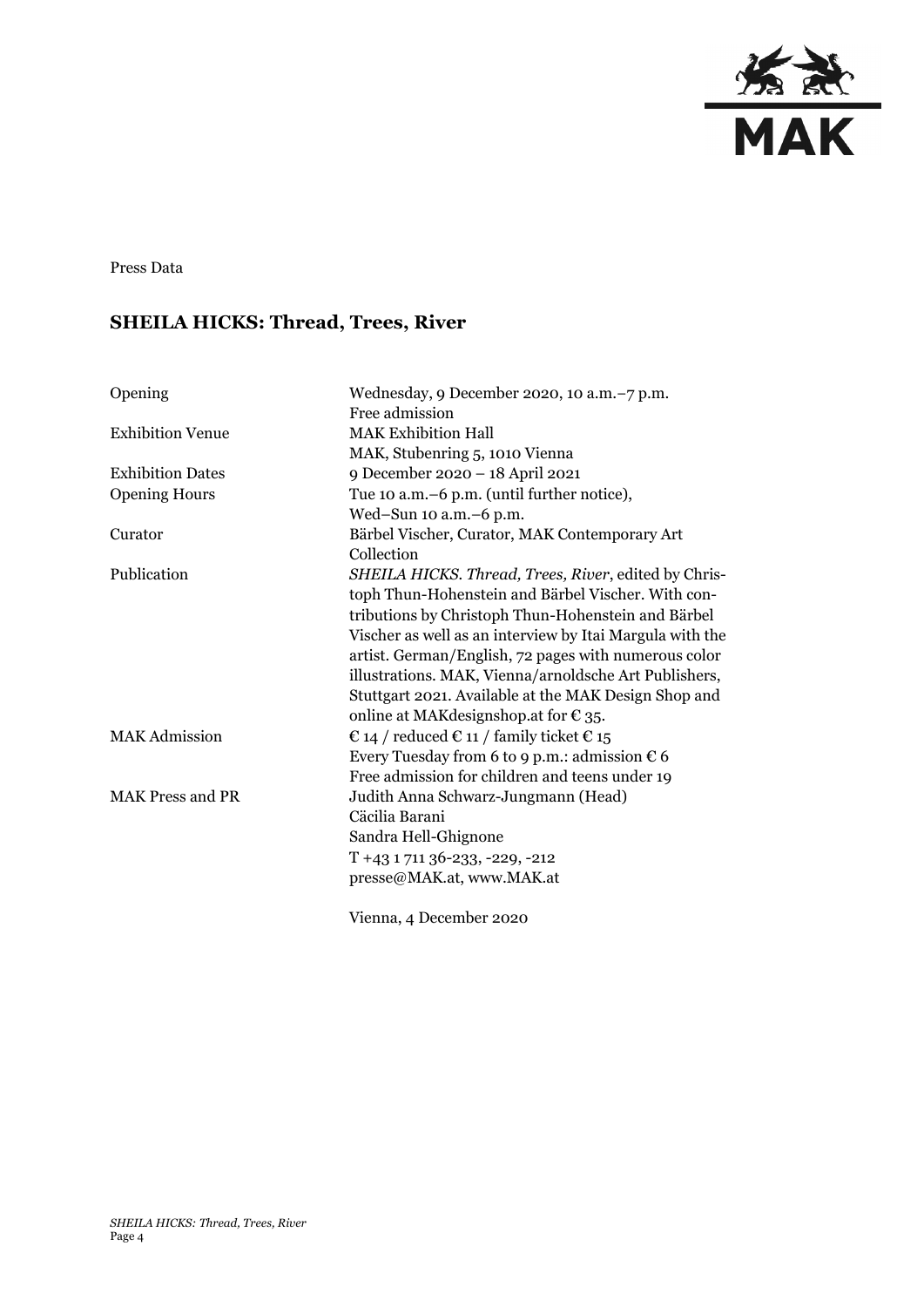Press Data

## SHEILA HICKS: Thread, Trees, River

| | |
|---|---|
| Opening | Wednesday, 9 December 2020, 10 a.m.–7 p.m.<br>Free admission |
| Exhibition Venue | MAK Exhibition Hall<br>MAK, Stubenring 5, 1010 Vienna |
| Exhibition Dates | 9 December 2020 – 18 April 2021 |
| Opening Hours | Tue 10 a.m.–6 p.m. (until further notice),<br>Wed–Sun 10 a.m.–6 p.m. |
| Curator | Bärbel Vischer, Curator, MAK Contemporary Art Collection |
| Publication | *SHEILA HICKS. Thread, Trees, River*, edited by Christoph Thun-Hohenstein and Bärbel Vischer. With contributions by Christoph Thun-Hohenstein and Bärbel Vischer as well as an interview by Itai Margula with the artist. German/English, 72 pages with numerous color illustrations. MAK, Vienna/arnoldsche Art Publishers, Stuttgart 2021. Available at the MAK Design Shop and online at MAKdesignshop.at for € 35. |
| MAK Admission | € 14 / reduced € 11 / family ticket € 15<br>Every Tuesday from 6 to 9 p.m.: admission € 6<br>Free admission for children and teens under 19 |
| MAK Press and PR | Judith Anna Schwarz-Jungmann (Head)<br>Cäcilia Barani<br>Sandra Hell-Ghignone<br>T +43 1 711 36-233, -229, -212<br>presse@MAK.at, www.MAK.at |

Vienna, 4 December 2020